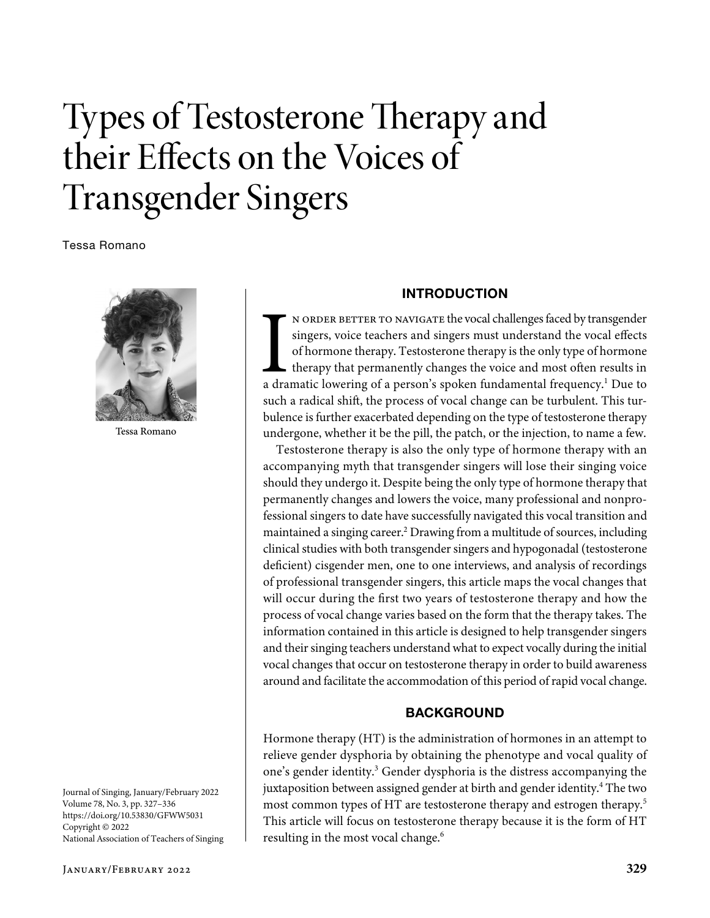# Types of Testosterone Therapy and their Effects on the Voices of Transgender Singers

Tessa Romano

Tessa Romano

Journal of Singing, January/February 2022
Volume 78, No. 3, pp. 327–336
https://doi.org/10.53830/GFWW5031
Copyright © 2022
National Association of Teachers of Singing

## INTRODUCTION

In order better to navigate the vocal challenges faced by transgender singers, voice teachers and singers must understand the vocal effects of hormone therapy. Testosterone therapy is the only type of hormone therapy that permanently changes the voice and most often results in a dramatic lowering of a person's spoken fundamental frequency.[1] Due to such a radical shift, the process of vocal change can be turbulent. This turbulence is further exacerbated depending on the type of testosterone therapy undergone, whether it be the pill, the patch, or the injection, to name a few.

Testosterone therapy is also the only type of hormone therapy with an accompanying myth that transgender singers will lose their singing voice should they undergo it. Despite being the only type of hormone therapy that permanently changes and lowers the voice, many professional and nonprofessional singers to date have successfully navigated this vocal transition and maintained a singing career.[2] Drawing from a multitude of sources, including clinical studies with both transgender singers and hypogonadal (testosterone deficient) cisgender men, one to one interviews, and analysis of recordings of professional transgender singers, this article maps the vocal changes that will occur during the first two years of testosterone therapy and how the process of vocal change varies based on the form that the therapy takes. The information contained in this article is designed to help transgender singers and their singing teachers understand what to expect vocally during the initial vocal changes that occur on testosterone therapy in order to build awareness around and facilitate the accommodation of this period of rapid vocal change.

## BACKGROUND

Hormone therapy (HT) is the administration of hormones in an attempt to relieve gender dysphoria by obtaining the phenotype and vocal quality of one's gender identity.[3] Gender dysphoria is the distress accompanying the juxtaposition between assigned gender at birth and gender identity.[4] The two most common types of HT are testosterone therapy and estrogen therapy.[5] This article will focus on testosterone therapy because it is the form of HT resulting in the most vocal change.[6]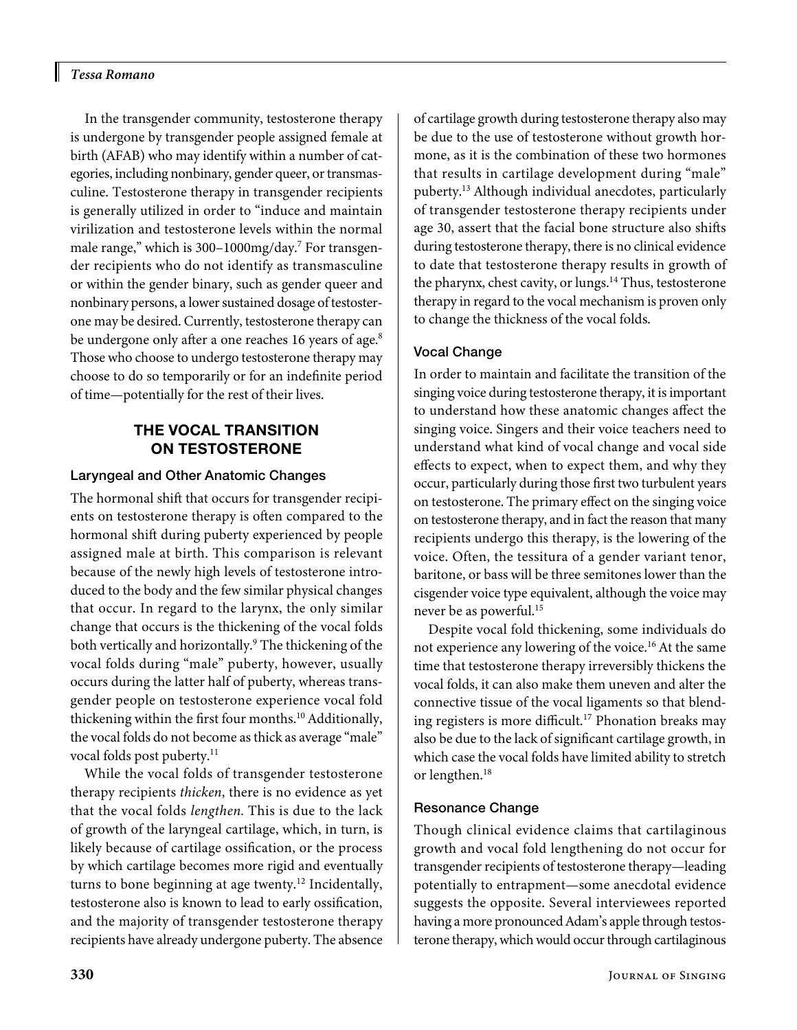In the transgender community, testosterone therapy is undergone by transgender people assigned female at birth (AFAB) who may identify within a number of categories, including nonbinary, gender queer, or transmasculine. Testosterone therapy in transgender recipients is generally utilized in order to "induce and maintain virilization and testosterone levels within the normal male range," which is 300–1000mg/day.[7] For transgender recipients who do not identify as transmasculine or within the gender binary, such as gender queer and nonbinary persons, a lower sustained dosage of testosterone may be desired. Currently, testosterone therapy can be undergone only after a one reaches 16 years of age.[8] Those who choose to undergo testosterone therapy may choose to do so temporarily or for an indefinite period of time—potentially for the rest of their lives.

## THE VOCAL TRANSITION ON TESTOSTERONE

### Laryngeal and Other Anatomic Changes

The hormonal shift that occurs for transgender recipients on testosterone therapy is often compared to the hormonal shift during puberty experienced by people assigned male at birth. This comparison is relevant because of the newly high levels of testosterone introduced to the body and the few similar physical changes that occur. In regard to the larynx, the only similar change that occurs is the thickening of the vocal folds both vertically and horizontally.[9] The thickening of the vocal folds during "male" puberty, however, usually occurs during the latter half of puberty, whereas transgender people on testosterone experience vocal fold thickening within the first four months.[10] Additionally, the vocal folds do not become as thick as average "male" vocal folds post puberty.[11]

While the vocal folds of transgender testosterone therapy recipients *thicken*, there is no evidence as yet that the vocal folds *lengthen.* This is due to the lack of growth of the laryngeal cartilage, which, in turn, is likely because of cartilage ossification, or the process by which cartilage becomes more rigid and eventually turns to bone beginning at age twenty.[12] Incidentally, testosterone also is known to lead to early ossification, and the majority of transgender testosterone therapy recipients have already undergone puberty. The absence of cartilage growth during testosterone therapy also may be due to the use of testosterone without growth hormone, as it is the combination of these two hormones that results in cartilage development during "male" puberty.[13] Although individual anecdotes, particularly of transgender testosterone therapy recipients under age 30, assert that the facial bone structure also shifts during testosterone therapy, there is no clinical evidence to date that testosterone therapy results in growth of the pharynx, chest cavity, or lungs.[14] Thus, testosterone therapy in regard to the vocal mechanism is proven only to change the thickness of the vocal folds.

### Vocal Change

In order to maintain and facilitate the transition of the singing voice during testosterone therapy, it is important to understand how these anatomic changes affect the singing voice. Singers and their voice teachers need to understand what kind of vocal change and vocal side effects to expect, when to expect them, and why they occur, particularly during those first two turbulent years on testosterone. The primary effect on the singing voice on testosterone therapy, and in fact the reason that many recipients undergo this therapy, is the lowering of the voice. Often, the tessitura of a gender variant tenor, baritone, or bass will be three semitones lower than the cisgender voice type equivalent, although the voice may never be as powerful.[15]

Despite vocal fold thickening, some individuals do not experience any lowering of the voice.[16] At the same time that testosterone therapy irreversibly thickens the vocal folds, it can also make them uneven and alter the connective tissue of the vocal ligaments so that blending registers is more difficult.[17] Phonation breaks may also be due to the lack of significant cartilage growth, in which case the vocal folds have limited ability to stretch or lengthen.[18]

### Resonance Change

Though clinical evidence claims that cartilaginous growth and vocal fold lengthening do not occur for transgender recipients of testosterone therapy—leading potentially to entrapment—some anecdotal evidence suggests the opposite. Several interviewees reported having a more pronounced Adam's apple through testosterone therapy, which would occur through cartilaginous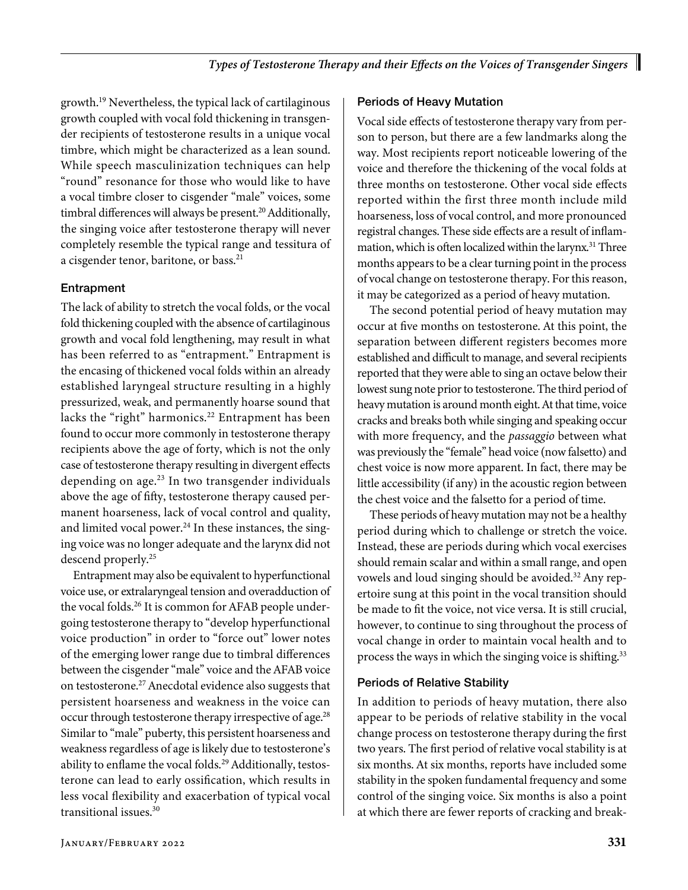growth.[19] Nevertheless, the typical lack of cartilaginous growth coupled with vocal fold thickening in transgender recipients of testosterone results in a unique vocal timbre, which might be characterized as a lean sound. While speech masculinization techniques can help "round" resonance for those who would like to have a vocal timbre closer to cisgender "male" voices, some timbral differences will always be present.[20] Additionally, the singing voice after testosterone therapy will never completely resemble the typical range and tessitura of a cisgender tenor, baritone, or bass.[21]

### Entrapment

The lack of ability to stretch the vocal folds, or the vocal fold thickening coupled with the absence of cartilaginous growth and vocal fold lengthening, may result in what has been referred to as "entrapment." Entrapment is the encasing of thickened vocal folds within an already established laryngeal structure resulting in a highly pressurized, weak, and permanently hoarse sound that lacks the "right" harmonics.[22] Entrapment has been found to occur more commonly in testosterone therapy recipients above the age of forty, which is not the only case of testosterone therapy resulting in divergent effects depending on age.[23] In two transgender individuals above the age of fifty, testosterone therapy caused permanent hoarseness, lack of vocal control and quality, and limited vocal power.[24] In these instances, the singing voice was no longer adequate and the larynx did not descend properly.[25]

Entrapment may also be equivalent to hyperfunctional voice use, or extralaryngeal tension and overadduction of the vocal folds.[26] It is common for AFAB people undergoing testosterone therapy to "develop hyperfunctional voice production" in order to "force out" lower notes of the emerging lower range due to timbral differences between the cisgender "male" voice and the AFAB voice on testosterone.[27] Anecdotal evidence also suggests that persistent hoarseness and weakness in the voice can occur through testosterone therapy irrespective of age.[28] Similar to "male" puberty, this persistent hoarseness and weakness regardless of age is likely due to testosterone's ability to enflame the vocal folds.[29] Additionally, testosterone can lead to early ossification, which results in less vocal flexibility and exacerbation of typical vocal transitional issues.[30]

### Periods of Heavy Mutation

Vocal side effects of testosterone therapy vary from person to person, but there are a few landmarks along the way. Most recipients report noticeable lowering of the voice and therefore the thickening of the vocal folds at three months on testosterone. Other vocal side effects reported within the first three month include mild hoarseness, loss of vocal control, and more pronounced registral changes. These side effects are a result of inflammation, which is often localized within the larynx.[31] Three months appears to be a clear turning point in the process of vocal change on testosterone therapy. For this reason, it may be categorized as a period of heavy mutation.

The second potential period of heavy mutation may occur at five months on testosterone. At this point, the separation between different registers becomes more established and difficult to manage, and several recipients reported that they were able to sing an octave below their lowest sung note prior to testosterone. The third period of heavy mutation is around month eight. At that time, voice cracks and breaks both while singing and speaking occur with more frequency, and the *passaggio* between what was previously the "female" head voice (now falsetto) and chest voice is now more apparent. In fact, there may be little accessibility (if any) in the acoustic region between the chest voice and the falsetto for a period of time.

These periods of heavy mutation may not be a healthy period during which to challenge or stretch the voice. Instead, these are periods during which vocal exercises should remain scalar and within a small range, and open vowels and loud singing should be avoided.[32] Any repertoire sung at this point in the vocal transition should be made to fit the voice, not vice versa. It is still crucial, however, to continue to sing throughout the process of vocal change in order to maintain vocal health and to process the ways in which the singing voice is shifting.[33]

### Periods of Relative Stability

In addition to periods of heavy mutation, there also appear to be periods of relative stability in the vocal change process on testosterone therapy during the first two years. The first period of relative vocal stability is at six months. At six months, reports have included some stability in the spoken fundamental frequency and some control of the singing voice. Six months is also a point at which there are fewer reports of cracking and break-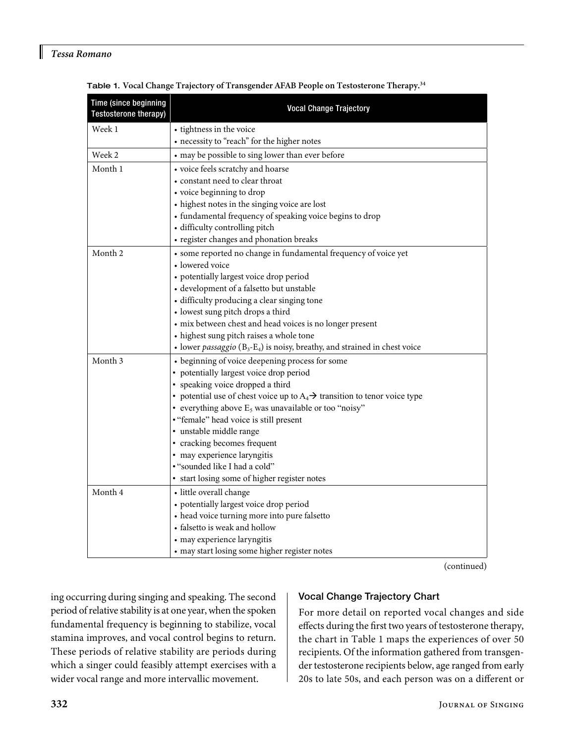Table 1. Vocal Change Trajectory of Transgender AFAB People on Testosterone Therapy.[34]

| Time (since beginning Testosterone therapy) | Vocal Change Trajectory |
|---|---|
| Week 1 | • tightness in the voice<br>• necessity to "reach" for the higher notes |
| Week 2 | • may be possible to sing lower than ever before |
| Month 1 | • voice feels scratchy and hoarse<br>• constant need to clear throat<br>• voice beginning to drop<br>• highest notes in the singing voice are lost<br>• fundamental frequency of speaking voice begins to drop<br>• difficulty controlling pitch<br>• register changes and phonation breaks |
| Month 2 | • some reported no change in fundamental frequency of voice yet<br>• lowered voice<br>• potentially largest voice drop period<br>• development of a falsetto but unstable<br>• difficulty producing a clear singing tone<br>• lowest sung pitch drops a third<br>• mix between chest and head voices is no longer present<br>• highest sung pitch raises a whole tone<br>• lower *passaggio* ($B_3$-$E_4$) is noisy, breathy, and strained in chest voice |
| Month 3 | • beginning of voice deepening process for some<br>• potentially largest voice drop period<br>• speaking voice dropped a third<br>• potential use of chest voice up to $A_4$ → transition to tenor voice type<br>• everything above $E_5$ was unavailable or too "noisy"<br>• "female" head voice is still present<br>• unstable middle range<br>• cracking becomes frequent<br>• may experience laryngitis<br>• "sounded like I had a cold"<br>• start losing some of higher register notes |
| Month 4 | • little overall change<br>• potentially largest voice drop period<br>• head voice turning more into pure falsetto<br>• falsetto is weak and hollow<br>• may experience laryngitis<br>• may start losing some higher register notes |

(continued)

ing occurring during singing and speaking. The second period of relative stability is at one year, when the spoken fundamental frequency is beginning to stabilize, vocal stamina improves, and vocal control begins to return. These periods of relative stability are periods during which a singer could feasibly attempt exercises with a wider vocal range and more intervallic movement.

### Vocal Change Trajectory Chart

For more detail on reported vocal changes and side effects during the first two years of testosterone therapy, the chart in Table 1 maps the experiences of over 50 recipients. Of the information gathered from transgender testosterone recipients below, age ranged from early 20s to late 50s, and each person was on a different or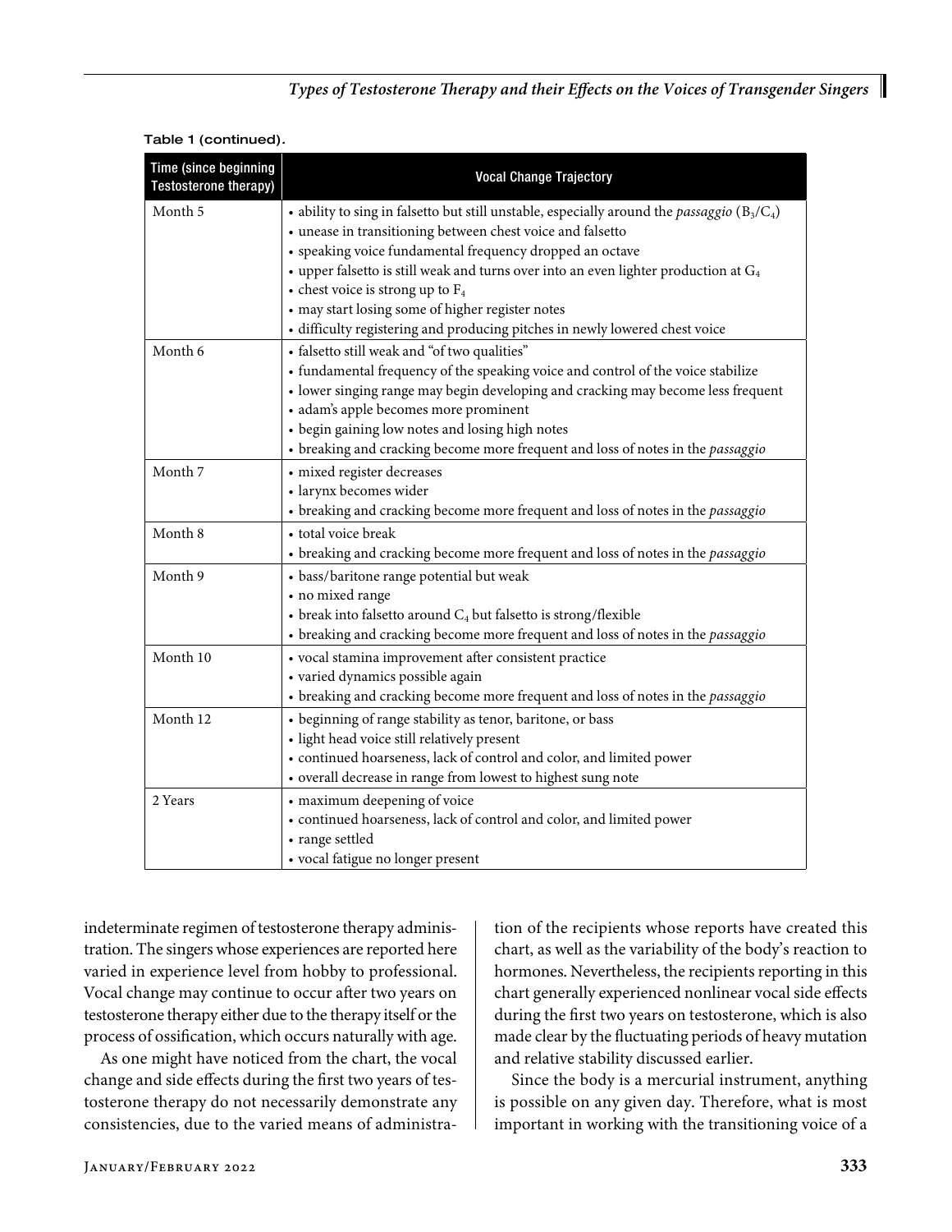Table 1 (continued).

| Time (since beginning Testosterone therapy) | Vocal Change Trajectory |
|---|---|
| Month 5 | • ability to sing in falsetto but still unstable, especially around the *passaggio* ($B_3/C_4$)<br>• unease in transitioning between chest voice and falsetto<br>• speaking voice fundamental frequency dropped an octave<br>• upper falsetto is still weak and turns over into an even lighter production at $G_4$<br>• chest voice is strong up to $F_4$<br>• may start losing some of higher register notes<br>• difficulty registering and producing pitches in newly lowered chest voice |
| Month 6 | • falsetto still weak and "of two qualities"<br>• fundamental frequency of the speaking voice and control of the voice stabilize<br>• lower singing range may begin developing and cracking may become less frequent<br>• adam's apple becomes more prominent<br>• begin gaining low notes and losing high notes<br>• breaking and cracking become more frequent and loss of notes in the *passaggio* |
| Month 7 | • mixed register decreases<br>• larynx becomes wider<br>• breaking and cracking become more frequent and loss of notes in the *passaggio* |
| Month 8 | • total voice break<br>• breaking and cracking become more frequent and loss of notes in the *passaggio* |
| Month 9 | • bass/baritone range potential but weak<br>• no mixed range<br>• break into falsetto around $C_4$ but falsetto is strong/flexible<br>• breaking and cracking become more frequent and loss of notes in the *passaggio* |
| Month 10 | • vocal stamina improvement after consistent practice<br>• varied dynamics possible again<br>• breaking and cracking become more frequent and loss of notes in the *passaggio* |
| Month 12 | • beginning of range stability as tenor, baritone, or bass<br>• light head voice still relatively present<br>• continued hoarseness, lack of control and color, and limited power<br>• overall decrease in range from lowest to highest sung note |
| 2 Years | • maximum deepening of voice<br>• continued hoarseness, lack of control and color, and limited power<br>• range settled<br>• vocal fatigue no longer present |

indeterminate regimen of testosterone therapy administration. The singers whose experiences are reported here varied in experience level from hobby to professional. Vocal change may continue to occur after two years on testosterone therapy either due to the therapy itself or the process of ossification, which occurs naturally with age.

As one might have noticed from the chart, the vocal change and side effects during the first two years of testosterone therapy do not necessarily demonstrate any consistencies, due to the varied means of administration of the recipients whose reports have created this chart, as well as the variability of the body's reaction to hormones. Nevertheless, the recipients reporting in this chart generally experienced nonlinear vocal side effects during the first two years on testosterone, which is also made clear by the fluctuating periods of heavy mutation and relative stability discussed earlier.

Since the body is a mercurial instrument, anything is possible on any given day. Therefore, what is most important in working with the transitioning voice of a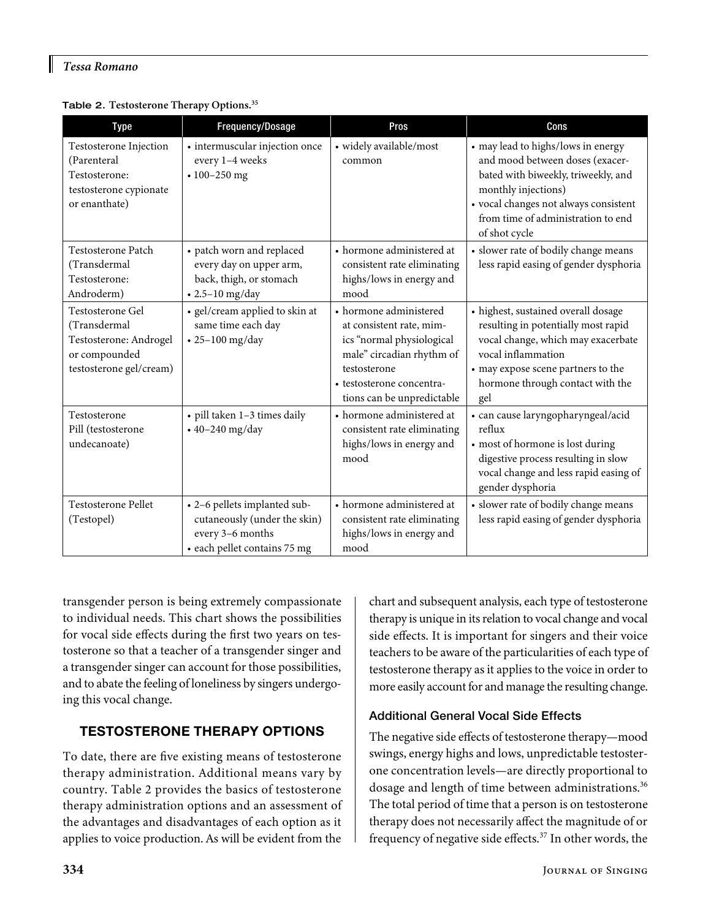**Table 2.** Testosterone Therapy Options.[35]

| Type | Frequency/Dosage | Pros | Cons |
|---|---|---|---|
| Testosterone Injection (Parenteral Testosterone: testosterone cypionate or enanthate) | • intermuscular injection once every 1–4 weeks<br>• 100–250 mg | • widely available/most common | • may lead to highs/lows in energy and mood between doses (exacerbated with biweekly, triweekly, and monthly injections)<br>• vocal changes not always consistent from time of administration to end of shot cycle |
| Testosterone Patch (Transdermal Testosterone: Androderm) | • patch worn and replaced every day on upper arm, back, thigh, or stomach<br>• 2.5–10 mg/day | • hormone administered at consistent rate eliminating highs/lows in energy and mood | • slower rate of bodily change means less rapid easing of gender dysphoria |
| Testosterone Gel (Transdermal Testosterone: Androgel or compounded testosterone gel/cream) | • gel/cream applied to skin at same time each day<br>• 25–100 mg/day | • hormone administered at consistent rate, mimics "normal physiological male" circadian rhythm of testosterone<br>• testosterone concentrations can be unpredictable | • highest, sustained overall dosage resulting in potentially most rapid vocal change, which may exacerbate vocal inflammation<br>• may expose scene partners to the hormone through contact with the gel |
| Testosterone Pill (testosterone undecanoate) | • pill taken 1–3 times daily<br>• 40–240 mg/day | • hormone administered at consistent rate eliminating highs/lows in energy and mood | • can cause laryngopharyngeal/acid reflux<br>• most of hormone is lost during digestive process resulting in slow vocal change and less rapid easing of gender dysphoria |
| Testosterone Pellet (Testopel) | • 2–6 pellets implanted subcutaneously (under the skin) every 3–6 months<br>• each pellet contains 75 mg | • hormone administered at consistent rate eliminating highs/lows in energy and mood | • slower rate of bodily change means less rapid easing of gender dysphoria |

transgender person is being extremely compassionate to individual needs. This chart shows the possibilities for vocal side effects during the first two years on testosterone so that a teacher of a transgender singer and a transgender singer can account for those possibilities, and to abate the feeling of loneliness by singers undergoing this vocal change.

## TESTOSTERONE THERAPY OPTIONS

To date, there are five existing means of testosterone therapy administration. Additional means vary by country. Table 2 provides the basics of testosterone therapy administration options and an assessment of the advantages and disadvantages of each option as it applies to voice production. As will be evident from the chart and subsequent analysis, each type of testosterone therapy is unique in its relation to vocal change and vocal side effects. It is important for singers and their voice teachers to be aware of the particularities of each type of testosterone therapy as it applies to the voice in order to more easily account for and manage the resulting change.

### Additional General Vocal Side Effects

The negative side effects of testosterone therapy—mood swings, energy highs and lows, unpredictable testosterone concentration levels—are directly proportional to dosage and length of time between administrations.[36] The total period of time that a person is on testosterone therapy does not necessarily affect the magnitude of or frequency of negative side effects.[37] In other words, the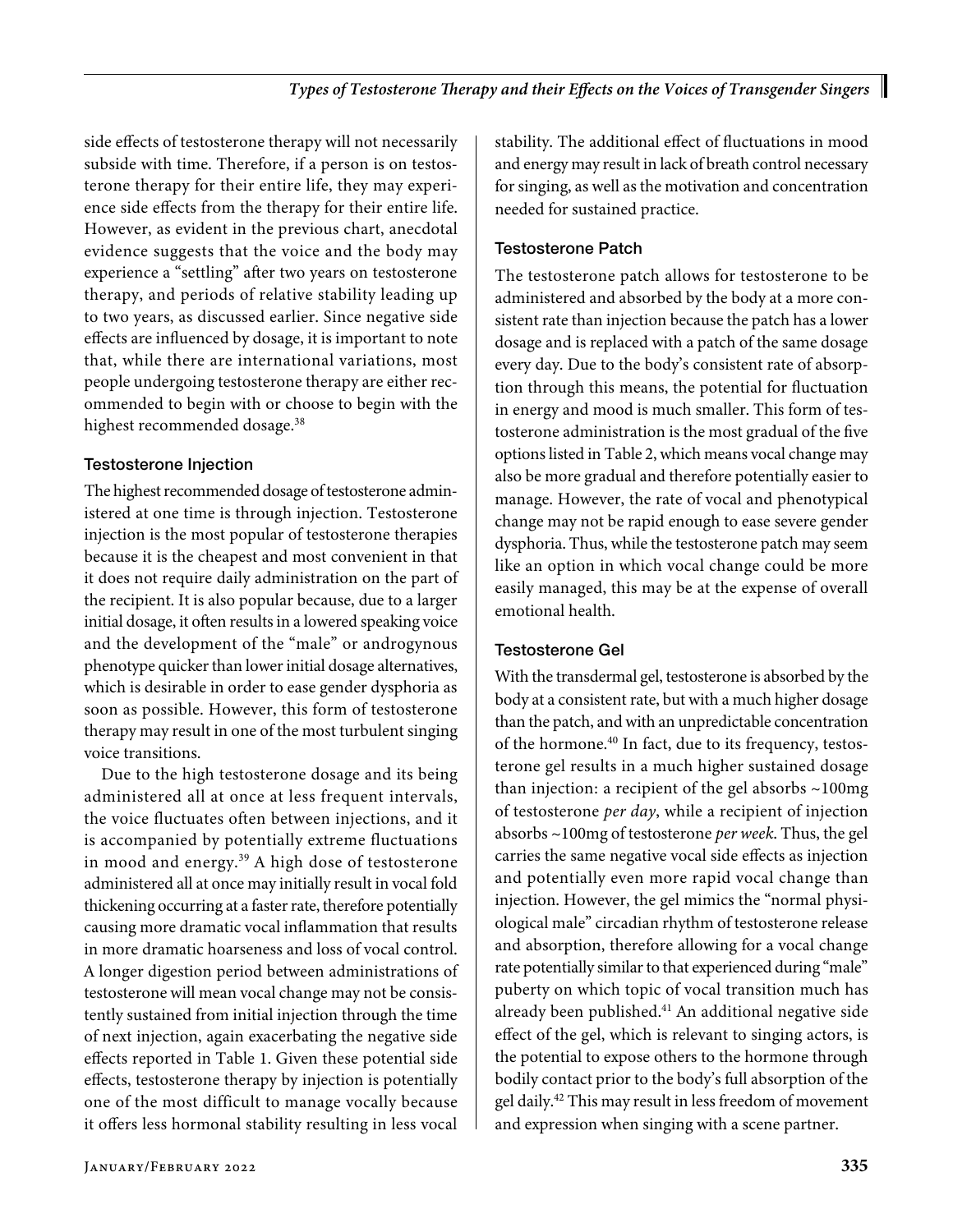side effects of testosterone therapy will not necessarily subside with time. Therefore, if a person is on testosterone therapy for their entire life, they may experience side effects from the therapy for their entire life. However, as evident in the previous chart, anecdotal evidence suggests that the voice and the body may experience a "settling" after two years on testosterone therapy, and periods of relative stability leading up to two years, as discussed earlier. Since negative side effects are influenced by dosage, it is important to note that, while there are international variations, most people undergoing testosterone therapy are either recommended to begin with or choose to begin with the highest recommended dosage.[38]

### Testosterone Injection

The highest recommended dosage of testosterone administered at one time is through injection. Testosterone injection is the most popular of testosterone therapies because it is the cheapest and most convenient in that it does not require daily administration on the part of the recipient. It is also popular because, due to a larger initial dosage, it often results in a lowered speaking voice and the development of the "male" or androgynous phenotype quicker than lower initial dosage alternatives, which is desirable in order to ease gender dysphoria as soon as possible. However, this form of testosterone therapy may result in one of the most turbulent singing voice transitions.

Due to the high testosterone dosage and its being administered all at once at less frequent intervals, the voice fluctuates often between injections, and it is accompanied by potentially extreme fluctuations in mood and energy.[39] A high dose of testosterone administered all at once may initially result in vocal fold thickening occurring at a faster rate, therefore potentially causing more dramatic vocal inflammation that results in more dramatic hoarseness and loss of vocal control. A longer digestion period between administrations of testosterone will mean vocal change may not be consistently sustained from initial injection through the time of next injection, again exacerbating the negative side effects reported in Table 1. Given these potential side effects, testosterone therapy by injection is potentially one of the most difficult to manage vocally because it offers less hormonal stability resulting in less vocal stability. The additional effect of fluctuations in mood and energy may result in lack of breath control necessary for singing, as well as the motivation and concentration needed for sustained practice.

### Testosterone Patch

The testosterone patch allows for testosterone to be administered and absorbed by the body at a more consistent rate than injection because the patch has a lower dosage and is replaced with a patch of the same dosage every day. Due to the body's consistent rate of absorption through this means, the potential for fluctuation in energy and mood is much smaller. This form of testosterone administration is the most gradual of the five options listed in Table 2, which means vocal change may also be more gradual and therefore potentially easier to manage. However, the rate of vocal and phenotypical change may not be rapid enough to ease severe gender dysphoria. Thus, while the testosterone patch may seem like an option in which vocal change could be more easily managed, this may be at the expense of overall emotional health.

### Testosterone Gel

With the transdermal gel, testosterone is absorbed by the body at a consistent rate, but with a much higher dosage than the patch, and with an unpredictable concentration of the hormone.[40] In fact, due to its frequency, testosterone gel results in a much higher sustained dosage than injection: a recipient of the gel absorbs ~100mg of testosterone *per day*, while a recipient of injection absorbs ~100mg of testosterone *per week*. Thus, the gel carries the same negative vocal side effects as injection and potentially even more rapid vocal change than injection. However, the gel mimics the "normal physiological male" circadian rhythm of testosterone release and absorption, therefore allowing for a vocal change rate potentially similar to that experienced during "male" puberty on which topic of vocal transition much has already been published.[41] An additional negative side effect of the gel, which is relevant to singing actors, is the potential to expose others to the hormone through bodily contact prior to the body's full absorption of the gel daily.[42] This may result in less freedom of movement and expression when singing with a scene partner.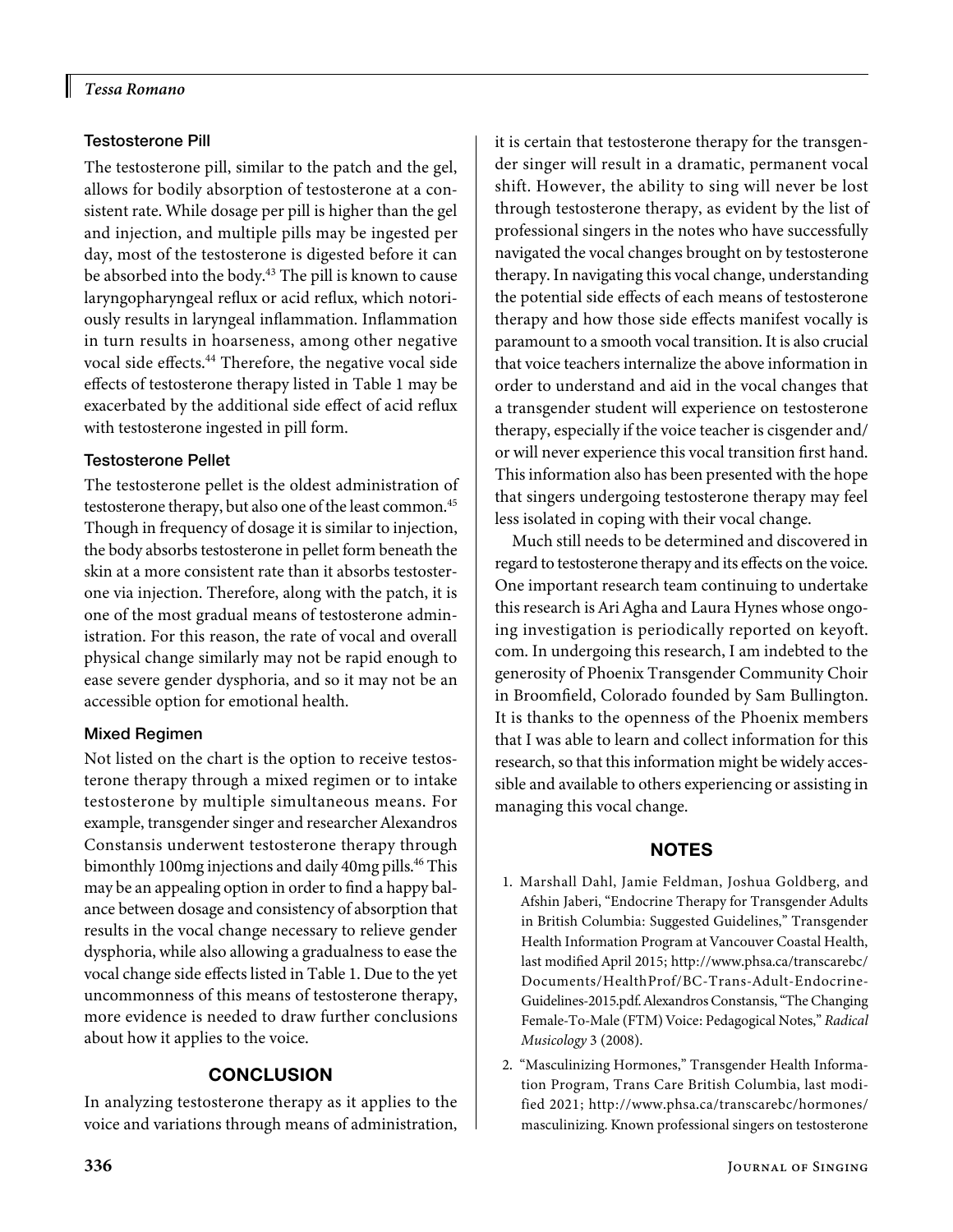### Testosterone Pill

The testosterone pill, similar to the patch and the gel, allows for bodily absorption of testosterone at a consistent rate. While dosage per pill is higher than the gel and injection, and multiple pills may be ingested per day, most of the testosterone is digested before it can be absorbed into the body.[43] The pill is known to cause laryngopharyngeal reflux or acid reflux, which notoriously results in laryngeal inflammation. Inflammation in turn results in hoarseness, among other negative vocal side effects.[44] Therefore, the negative vocal side effects of testosterone therapy listed in Table 1 may be exacerbated by the additional side effect of acid reflux with testosterone ingested in pill form.

### Testosterone Pellet

The testosterone pellet is the oldest administration of testosterone therapy, but also one of the least common.[45] Though in frequency of dosage it is similar to injection, the body absorbs testosterone in pellet form beneath the skin at a more consistent rate than it absorbs testosterone via injection. Therefore, along with the patch, it is one of the most gradual means of testosterone administration. For this reason, the rate of vocal and overall physical change similarly may not be rapid enough to ease severe gender dysphoria, and so it may not be an accessible option for emotional health.

### Mixed Regimen

Not listed on the chart is the option to receive testosterone therapy through a mixed regimen or to intake testosterone by multiple simultaneous means. For example, transgender singer and researcher Alexandros Constansis underwent testosterone therapy through bimonthly 100mg injections and daily 40mg pills.[46] This may be an appealing option in order to find a happy balance between dosage and consistency of absorption that results in the vocal change necessary to relieve gender dysphoria, while also allowing a gradualness to ease the vocal change side effects listed in Table 1. Due to the yet uncommonness of this means of testosterone therapy, more evidence is needed to draw further conclusions about how it applies to the voice.

## CONCLUSION

In analyzing testosterone therapy as it applies to the voice and variations through means of administration, it is certain that testosterone therapy for the transgender singer will result in a dramatic, permanent vocal shift. However, the ability to sing will never be lost through testosterone therapy, as evident by the list of professional singers in the notes who have successfully navigated the vocal changes brought on by testosterone therapy. In navigating this vocal change, understanding the potential side effects of each means of testosterone therapy and how those side effects manifest vocally is paramount to a smooth vocal transition. It is also crucial that voice teachers internalize the above information in order to understand and aid in the vocal changes that a transgender student will experience on testosterone therapy, especially if the voice teacher is cisgender and/or will never experience this vocal transition first hand. This information also has been presented with the hope that singers undergoing testosterone therapy may feel less isolated in coping with their vocal change.

Much still needs to be determined and discovered in regard to testosterone therapy and its effects on the voice. One important research team continuing to undertake this research is Ari Agha and Laura Hynes whose ongoing investigation is periodically reported on keyoft.com. In undergoing this research, I am indebted to the generosity of Phoenix Transgender Community Choir in Broomfield, Colorado founded by Sam Bullington. It is thanks to the openness of the Phoenix members that I was able to learn and collect information for this research, so that this information might be widely accessible and available to others experiencing or assisting in managing this vocal change.

## NOTES

1. Marshall Dahl, Jamie Feldman, Joshua Goldberg, and Afshin Jaberi, "Endocrine Therapy for Transgender Adults in British Columbia: Suggested Guidelines," Transgender Health Information Program at Vancouver Coastal Health, last modified April 2015; http://www.phsa.ca/transcarebc/Documents/HealthProf/BC-Trans-Adult-Endocrine-Guidelines-2015.pdf. Alexandros Constansis, "The Changing Female-To-Male (FTM) Voice: Pedagogical Notes," *Radical Musicology* 3 (2008).
2. "Masculinizing Hormones," Transgender Health Information Program, Trans Care British Columbia, last modified 2021; http://www.phsa.ca/transcarebc/hormones/masculinizing. Known professional singers on testosterone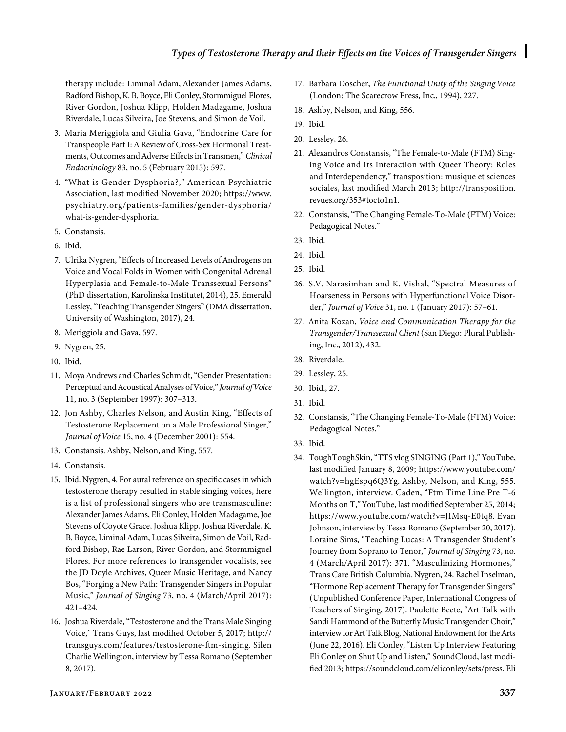therapy include: Liminal Adam, Alexander James Adams, Radford Bishop, K. B. Boyce, Eli Conley, Stormmiguel Flores, River Gordon, Joshua Klipp, Holden Madagame, Joshua Riverdale, Lucas Silveira, Joe Stevens, and Simon de Voil.

3. Maria Meriggiola and Giulia Gava, "Endocrine Care for Transpeople Part I: A Review of Cross-Sex Hormonal Treatments, Outcomes and Adverse Effects in Transmen," *Clinical Endocrinology* 83, no. 5 (February 2015): 597.
4. "What is Gender Dysphoria?," American Psychiatric Association, last modified November 2020; https://www.psychiatry.org/patients-families/gender-dysphoria/what-is-gender-dysphoria.
5. Constansis.
6. Ibid.
7. Ulrika Nygren, "Effects of Increased Levels of Androgens on Voice and Vocal Folds in Women with Congenital Adrenal Hyperplasia and Female-to-Male Transsexual Persons" (PhD dissertation, Karolinska Institutet, 2014), 25. Emerald Lessley, "Teaching Transgender Singers" (DMA dissertation, University of Washington, 2017), 24.
8. Meriggiola and Gava, 597.
9. Nygren, 25.
10. Ibid.
11. Moya Andrews and Charles Schmidt, "Gender Presentation: Perceptual and Acoustical Analyses of Voice," *Journal of Voice* 11, no. 3 (September 1997): 307–313.
12. Jon Ashby, Charles Nelson, and Austin King, "Effects of Testosterone Replacement on a Male Professional Singer," *Journal of Voice* 15, no. 4 (December 2001): 554.
13. Constansis. Ashby, Nelson, and King, 557.
14. Constansis.
15. Ibid. Nygren, 4. For aural reference on specific cases in which testosterone therapy resulted in stable singing voices, here is a list of professional singers who are transmasculine: Alexander James Adams, Eli Conley, Holden Madagame, Joe Stevens of Coyote Grace, Joshua Klipp, Joshua Riverdale, K. B. Boyce, Liminal Adam, Lucas Silveira, Simon de Voil, Radford Bishop, Rae Larson, River Gordon, and Stormmiguel Flores. For more references to transgender vocalists, see the JD Doyle Archives, Queer Music Heritage, and Nancy Bos, "Forging a New Path: Transgender Singers in Popular Music," *Journal of Singing* 73, no. 4 (March/April 2017): 421–424.
16. Joshua Riverdale, "Testosterone and the Trans Male Singing Voice," Trans Guys, last modified October 5, 2017; http://transguys.com/features/testosterone-ftm-singing. Silen Charlie Wellington, interview by Tessa Romano (September 8, 2017).
17. Barbara Doscher, *The Functional Unity of the Singing Voice* (London: The Scarecrow Press, Inc., 1994), 227.
18. Ashby, Nelson, and King, 556.
19. Ibid.
20. Lessley, 26.
21. Alexandros Constansis, "The Female-to-Male (FTM) Singing Voice and Its Interaction with Queer Theory: Roles and Interdependency," transposition: musique et sciences sociales, last modified March 2013; http://transposition.revues.org/353#tocto1n1.
22. Constansis, "The Changing Female-To-Male (FTM) Voice: Pedagogical Notes."
23. Ibid.
24. Ibid.
25. Ibid.
26. S.V. Narasimhan and K. Vishal, "Spectral Measures of Hoarseness in Persons with Hyperfunctional Voice Disorder," *Journal of Voice* 31, no. 1 (January 2017): 57–61.
27. Anita Kozan, *Voice and Communication Therapy for the Transgender/Transsexual Client* (San Diego: Plural Publishing, Inc., 2012), 432.
28. Riverdale.
29. Lessley, 25.
30. Ibid., 27.
31. Ibid.
32. Constansis, "The Changing Female-To-Male (FTM) Voice: Pedagogical Notes."
33. Ibid.
34. ToughToughSkin, "TTS vlog SINGING (Part 1)," YouTube, last modified January 8, 2009; https://www.youtube.com/watch?v=hgEspq6Q3Yg. Ashby, Nelson, and King, 555. Wellington, interview. Caden, "Ftm Time Line Pre T-6 Months on T," YouTube, last modified September 25, 2014; https://www.youtube.com/watch?v=JIMsq-E0tq8. Evan Johnson, interview by Tessa Romano (September 20, 2017). Loraine Sims, "Teaching Lucas: A Transgender Student's Journey from Soprano to Tenor," *Journal of Singing* 73, no. 4 (March/April 2017): 371. "Masculinizing Hormones," Trans Care British Columbia. Nygren, 24. Rachel Inselman, "Hormone Replacement Therapy for Transgender Singers" (Unpublished Conference Paper, International Congress of Teachers of Singing, 2017). Paulette Beete, "Art Talk with Sandi Hammond of the Butterfly Music Transgender Choir," interview for Art Talk Blog, National Endowment for the Arts (June 22, 2016). Eli Conley, "Listen Up Interview Featuring Eli Conley on Shut Up and Listen," SoundCloud, last modified 2013; https://soundcloud.com/eliconley/sets/press. Eli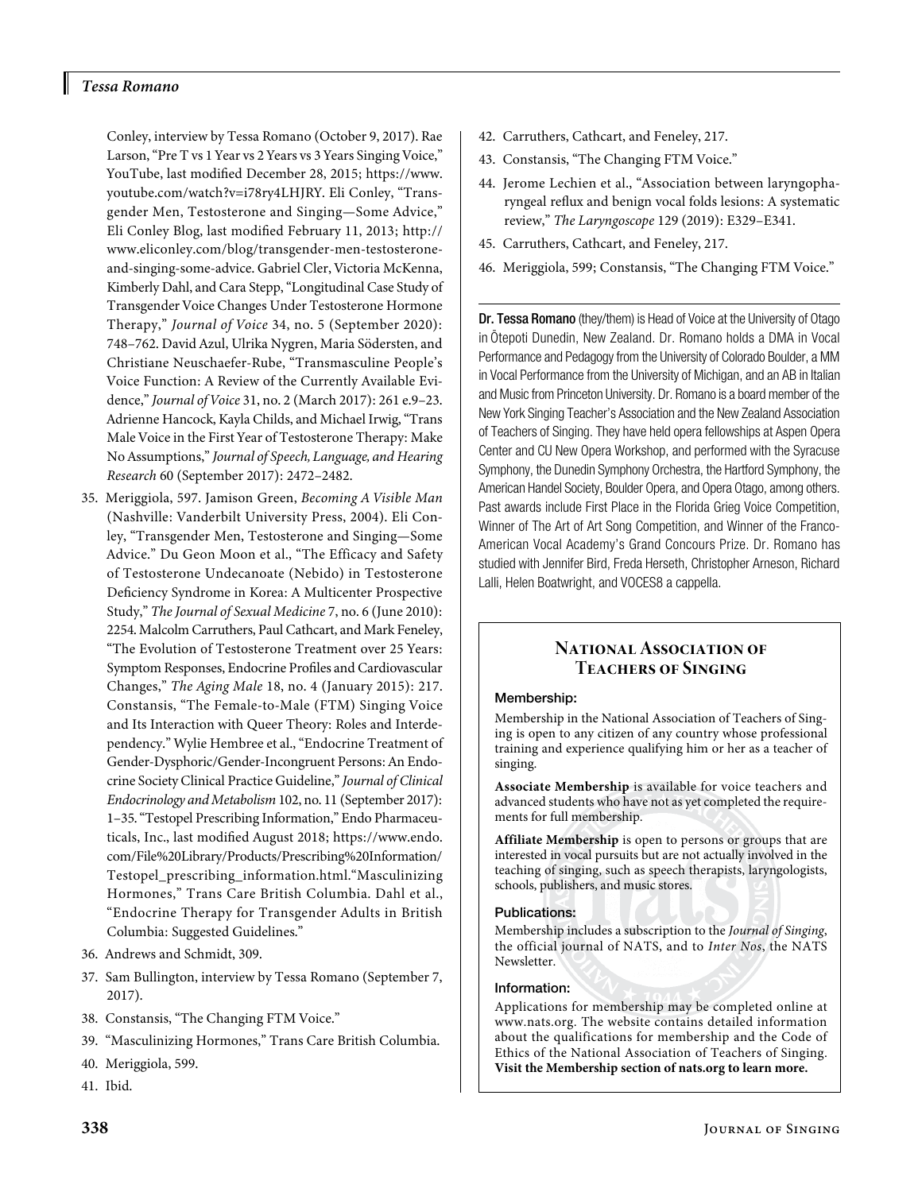Conley, interview by Tessa Romano (October 9, 2017). Rae Larson, "Pre T vs 1 Year vs 2 Years vs 3 Years Singing Voice," YouTube, last modified December 28, 2015; https://www.youtube.com/watch?v=i78ry4LHJRY. Eli Conley, "Transgender Men, Testosterone and Singing—Some Advice," Eli Conley Blog, last modified February 11, 2013; http://www.eliconley.com/blog/transgender-men-testosterone-and-singing-some-advice. Gabriel Cler, Victoria McKenna, Kimberly Dahl, and Cara Stepp, "Longitudinal Case Study of Transgender Voice Changes Under Testosterone Hormone Therapy," *Journal of Voice* 34, no. 5 (September 2020): 748–762. David Azul, Ulrika Nygren, Maria Södersten, and Christiane Neuschaefer-Rube, "Transmasculine People's Voice Function: A Review of the Currently Available Evidence," *Journal of Voice* 31, no. 2 (March 2017): 261 e.9–23. Adrienne Hancock, Kayla Childs, and Michael Irwig, "Trans Male Voice in the First Year of Testosterone Therapy: Make No Assumptions," *Journal of Speech, Language, and Hearing Research* 60 (September 2017): 2472–2482.

35. Meriggiola, 597. Jamison Green, *Becoming A Visible Man* (Nashville: Vanderbilt University Press, 2004). Eli Conley, "Transgender Men, Testosterone and Singing—Some Advice." Du Geon Moon et al., "The Efficacy and Safety of Testosterone Undecanoate (Nebido) in Testosterone Deficiency Syndrome in Korea: A Multicenter Prospective Study," *The Journal of Sexual Medicine* 7, no. 6 (June 2010): 2254. Malcolm Carruthers, Paul Cathcart, and Mark Feneley, "The Evolution of Testosterone Treatment over 25 Years: Symptom Responses, Endocrine Profiles and Cardiovascular Changes," *The Aging Male* 18, no. 4 (January 2015): 217. Constansis, "The Female-to-Male (FTM) Singing Voice and Its Interaction with Queer Theory: Roles and Interdependency." Wylie Hembree et al., "Endocrine Treatment of Gender-Dysphoric/Gender-Incongruent Persons: An Endocrine Society Clinical Practice Guideline," *Journal of Clinical Endocrinology and Metabolism* 102, no. 11 (September 2017): 1–35. "Testopel Prescribing Information," Endo Pharmaceuticals, Inc., last modified August 2018; https://www.endo.com/File%20Library/Products/Prescribing%20Information/Testopel_prescribing_information.html."Masculinizing Hormones," Trans Care British Columbia. Dahl et al., "Endocrine Therapy for Transgender Adults in British Columbia: Suggested Guidelines."
36. Andrews and Schmidt, 309.
37. Sam Bullington, interview by Tessa Romano (September 7, 2017).
38. Constansis, "The Changing FTM Voice."
39. "Masculinizing Hormones," Trans Care British Columbia.
40. Meriggiola, 599.
41. Ibid.
42. Carruthers, Cathcart, and Feneley, 217.
43. Constansis, "The Changing FTM Voice."
44. Jerome Lechien et al., "Association between laryngopharyngeal reflux and benign vocal folds lesions: A systematic review," *The Laryngoscope* 129 (2019): E329–E341.
45. Carruthers, Cathcart, and Feneley, 217.
46. Meriggiola, 599; Constansis, "The Changing FTM Voice."

---

**Dr. Tessa Romano** (they/them) is Head of Voice at the University of Otago in Ōtepoti Dunedin, New Zealand. Dr. Romano holds a DMA in Vocal Performance and Pedagogy from the University of Colorado Boulder, a MM in Vocal Performance from the University of Michigan, and an AB in Italian and Music from Princeton University. Dr. Romano is a board member of the New York Singing Teacher's Association and the New Zealand Association of Teachers of Singing. They have held opera fellowships at Aspen Opera Center and CU New Opera Workshop, and performed with the Syracuse Symphony, the Dunedin Symphony Orchestra, the Hartford Symphony, the American Handel Society, Boulder Opera, and Opera Otago, among others. Past awards include First Place in the Florida Grieg Voice Competition, Winner of The Art of Art Song Competition, and Winner of the Franco-American Vocal Academy's Grand Concours Prize. Dr. Romano has studied with Jennifer Bird, Freda Herseth, Christopher Arneson, Richard Lalli, Helen Boatwright, and VOCES8 a cappella.

## National Association of Teachers of Singing

### Membership:

Membership in the National Association of Teachers of Singing is open to any citizen of any country whose professional training and experience qualifying him or her as a teacher of singing.

**Associate Membership** is available for voice teachers and advanced students who have not as yet completed the requirements for full membership.

**Affiliate Membership** is open to persons or groups that are interested in vocal pursuits but are not actually involved in the teaching of singing, such as speech therapists, laryngologists, schools, publishers, and music stores.

### Publications:

Membership includes a subscription to the *Journal of Singing*, the official journal of NATS, and to *Inter Nos*, the NATS Newsletter.

### Information:

Applications for membership may be completed online at www.nats.org. The website contains detailed information about the qualifications for membership and the Code of Ethics of the National Association of Teachers of Singing. **Visit the Membership section of nats.org to learn more.**